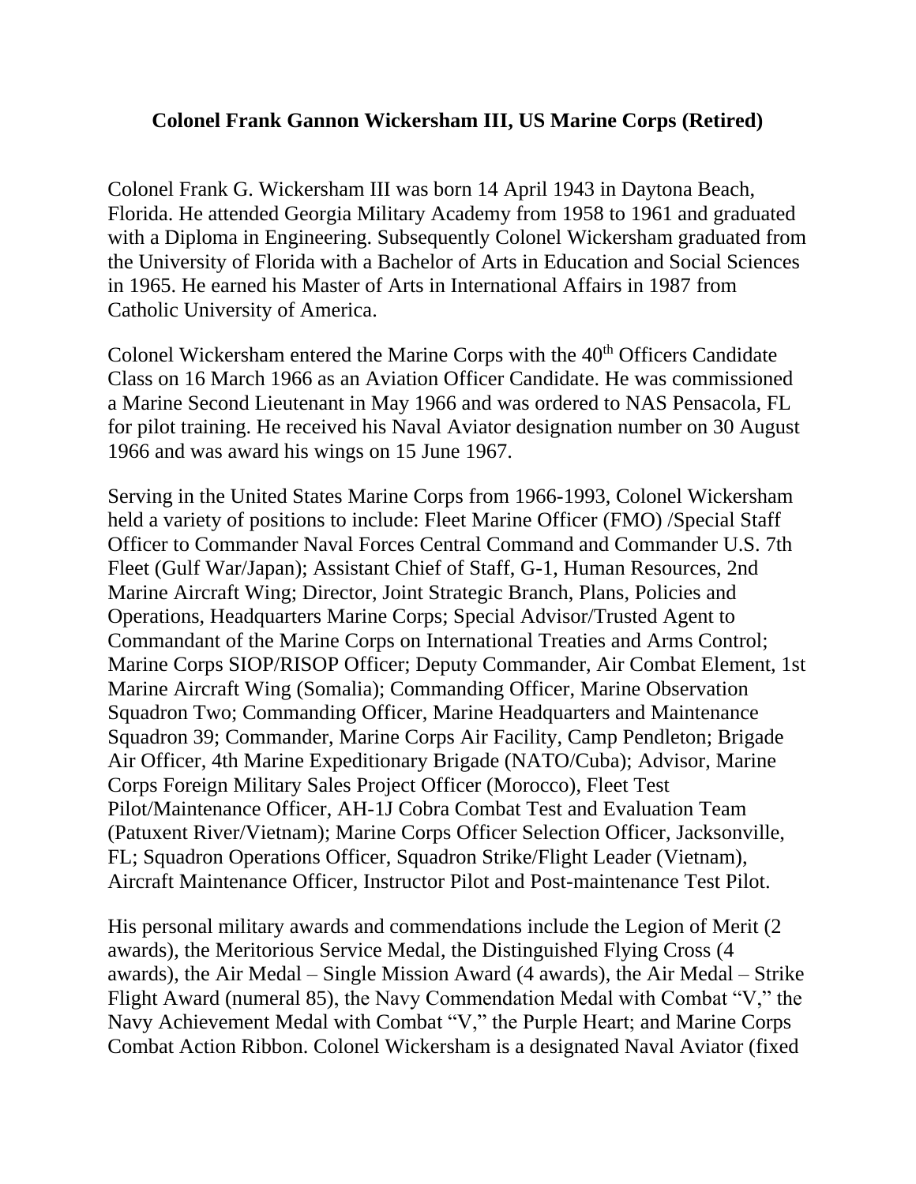# Colonel Frank Gannon Wickersham III, US Marine Corps (Retired)

Colonel Frank G. Wickersham III was born 14 April 1943 in Daytona Beach, Florida. He attended Georgia Military Academy from 1958 to 1961 and graduated with a Diploma in Engineering. Subsequently Colonel Wickersham graduated from the University of Florida with a Bachelor of Arts in Education and Social Sciences in 1965. He earned his Master of Arts in International Affairs in 1987 from Catholic University of America.

Colonel Wickersham entered the Marine Corps with the 40th Officers Candidate Class on 16 March 1966 as an Aviation Officer Candidate. He was commissioned a Marine Second Lieutenant in May 1966 and was ordered to NAS Pensacola, FL for pilot training. He received his Naval Aviator designation number on 30 August 1966 and was award his wings on 15 June 1967.

Serving in the United States Marine Corps from 1966-1993, Colonel Wickersham held a variety of positions to include: Fleet Marine Officer (FMO) /Special Staff Officer to Commander Naval Forces Central Command and Commander U.S. 7th Fleet (Gulf War/Japan); Assistant Chief of Staff, G-1, Human Resources, 2nd Marine Aircraft Wing; Director, Joint Strategic Branch, Plans, Policies and Operations, Headquarters Marine Corps; Special Advisor/Trusted Agent to Commandant of the Marine Corps on International Treaties and Arms Control; Marine Corps SIOP/RISOP Officer; Deputy Commander, Air Combat Element, 1st Marine Aircraft Wing (Somalia); Commanding Officer, Marine Observation Squadron Two; Commanding Officer, Marine Headquarters and Maintenance Squadron 39; Commander, Marine Corps Air Facility, Camp Pendleton; Brigade Air Officer, 4th Marine Expeditionary Brigade (NATO/Cuba); Advisor, Marine Corps Foreign Military Sales Project Officer (Morocco), Fleet Test Pilot/Maintenance Officer, AH-1J Cobra Combat Test and Evaluation Team (Patuxent River/Vietnam); Marine Corps Officer Selection Officer, Jacksonville, FL; Squadron Operations Officer, Squadron Strike/Flight Leader (Vietnam), Aircraft Maintenance Officer, Instructor Pilot and Post-maintenance Test Pilot.

His personal military awards and commendations include the Legion of Merit (2 awards), the Meritorious Service Medal, the Distinguished Flying Cross (4 awards), the Air Medal – Single Mission Award (4 awards), the Air Medal – Strike Flight Award (numeral 85), the Navy Commendation Medal with Combat "V," the Navy Achievement Medal with Combat "V," the Purple Heart; and Marine Corps Combat Action Ribbon. Colonel Wickersham is a designated Naval Aviator (fixed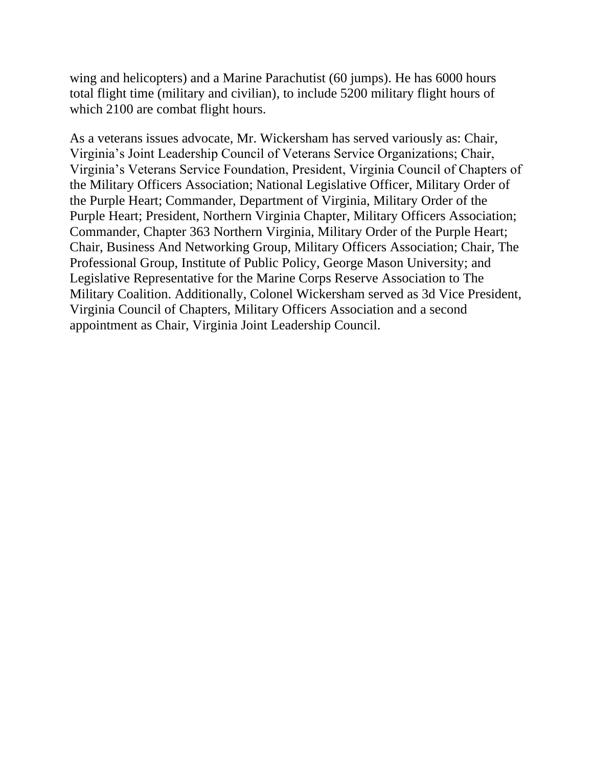wing and helicopters) and a Marine Parachutist (60 jumps). He has 6000 hours total flight time (military and civilian), to include 5200 military flight hours of which 2100 are combat flight hours.

As a veterans issues advocate, Mr. Wickersham has served variously as: Chair, Virginia's Joint Leadership Council of Veterans Service Organizations; Chair, Virginia's Veterans Service Foundation, President, Virginia Council of Chapters of the Military Officers Association; National Legislative Officer, Military Order of the Purple Heart; Commander, Department of Virginia, Military Order of the Purple Heart; President, Northern Virginia Chapter, Military Officers Association; Commander, Chapter 363 Northern Virginia, Military Order of the Purple Heart; Chair, Business And Networking Group, Military Officers Association; Chair, The Professional Group, Institute of Public Policy, George Mason University; and Legislative Representative for the Marine Corps Reserve Association to The Military Coalition. Additionally, Colonel Wickersham served as 3d Vice President, Virginia Council of Chapters, Military Officers Association and a second appointment as Chair, Virginia Joint Leadership Council.